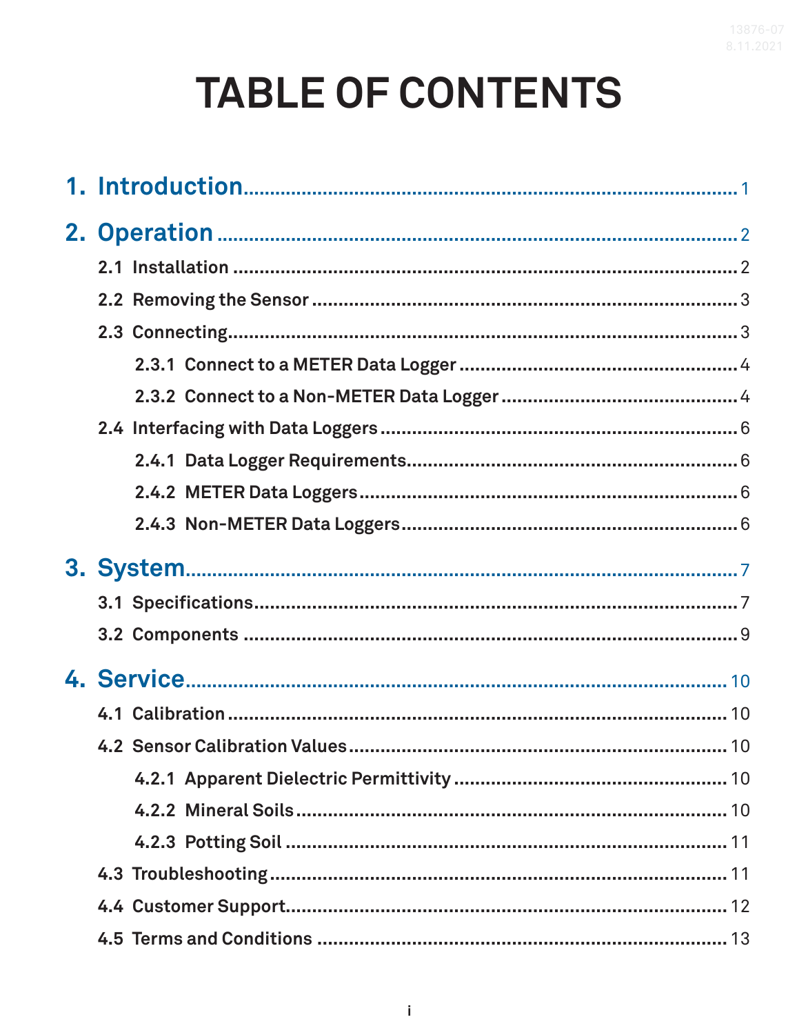# TABLE OF CONTENTS

**1. Introduction** ........ 1

**2. Operation** ........ 2

- 2.1 Installation ........ 2
- 2.2 Removing the Sensor ........ 3
- 2.3 Connecting ........ 3
  - 2.3.1 Connect to a METER Data Logger ........ 4
  - 2.3.2 Connect to a Non-METER Data Logger ........ 4
- 2.4 Interfacing with Data Loggers ........ 6
  - 2.4.1 Data Logger Requirements ........ 6
  - 2.4.2 METER Data Loggers ........ 6
  - 2.4.3 Non-METER Data Loggers ........ 6

**3. System** ........ 7

- 3.1 Specifications ........ 7
- 3.2 Components ........ 9

**4. Service** ........ 10

- 4.1 Calibration ........ 10
- 4.2 Sensor Calibration Values ........ 10
  - 4.2.1 Apparent Dielectric Permittivity ........ 10
  - 4.2.2 Mineral Soils ........ 10
  - 4.2.3 Potting Soil ........ 11
- 4.3 Troubleshooting ........ 11
- 4.4 Customer Support ........ 12
- 4.5 Terms and Conditions ........ 13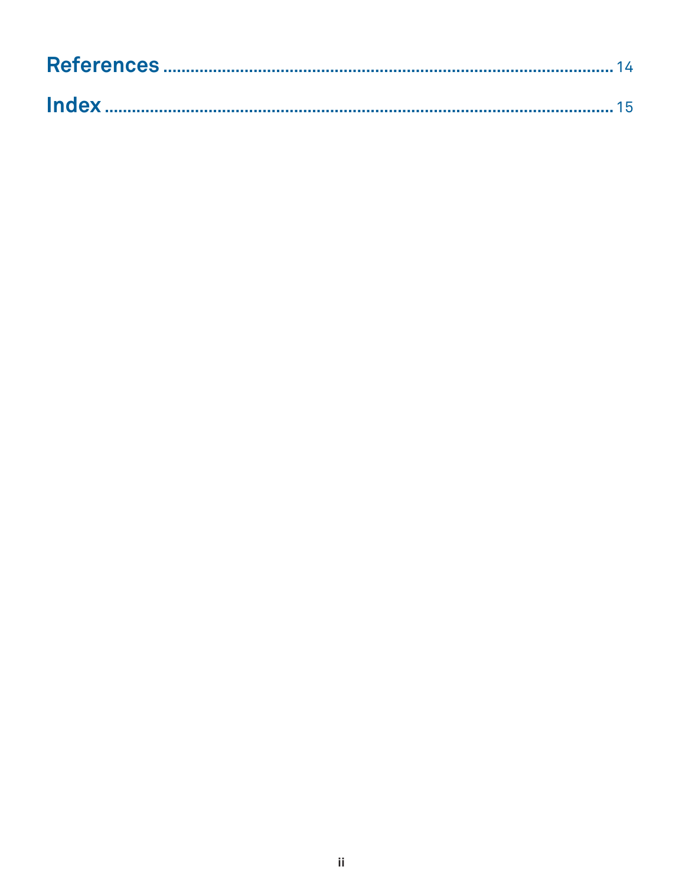**References** .......................................................................................... 14

**Index** .................................................................................................. 15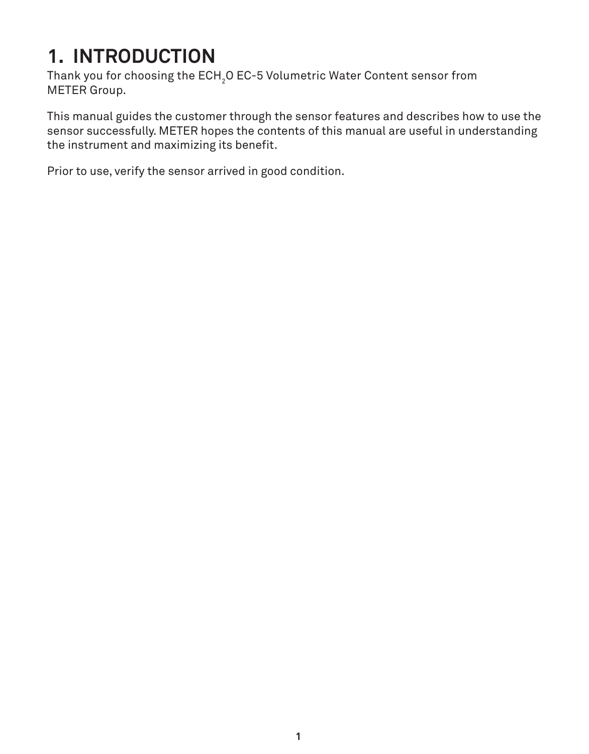# 1. INTRODUCTION

Thank you for choosing the ECH$_2$O EC-5 Volumetric Water Content sensor from METER Group.

This manual guides the customer through the sensor features and describes how to use the sensor successfully. METER hopes the contents of this manual are useful in understanding the instrument and maximizing its benefit.

Prior to use, verify the sensor arrived in good condition.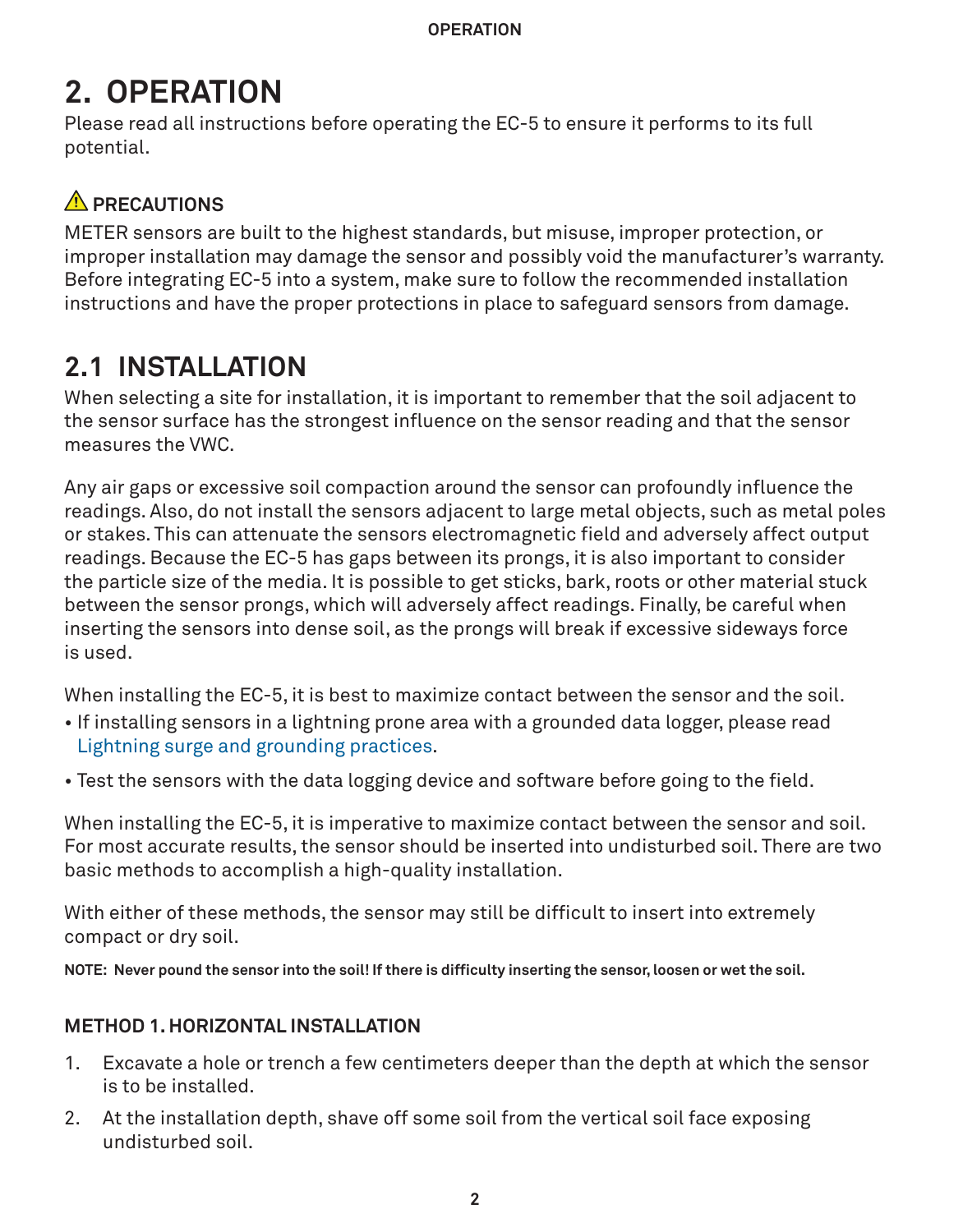# 2. OPERATION

Please read all instructions before operating the EC-5 to ensure it performs to its full potential.

### ⚠ PRECAUTIONS

METER sensors are built to the highest standards, but misuse, improper protection, or improper installation may damage the sensor and possibly void the manufacturer's warranty. Before integrating EC-5 into a system, make sure to follow the recommended installation instructions and have the proper protections in place to safeguard sensors from damage.

## 2.1 INSTALLATION

When selecting a site for installation, it is important to remember that the soil adjacent to the sensor surface has the strongest influence on the sensor reading and that the sensor measures the VWC.

Any air gaps or excessive soil compaction around the sensor can profoundly influence the readings. Also, do not install the sensors adjacent to large metal objects, such as metal poles or stakes. This can attenuate the sensors electromagnetic field and adversely affect output readings. Because the EC-5 has gaps between its prongs, it is also important to consider the particle size of the media. It is possible to get sticks, bark, roots or other material stuck between the sensor prongs, which will adversely affect readings. Finally, be careful when inserting the sensors into dense soil, as the prongs will break if excessive sideways force is used.

When installing the EC-5, it is best to maximize contact between the sensor and the soil.

- If installing sensors in a lightning prone area with a grounded data logger, please read Lightning surge and grounding practices.
- Test the sensors with the data logging device and software before going to the field.

When installing the EC-5, it is imperative to maximize contact between the sensor and soil. For most accurate results, the sensor should be inserted into undisturbed soil. There are two basic methods to accomplish a high-quality installation.

With either of these methods, the sensor may still be difficult to insert into extremely compact or dry soil.

**NOTE: Never pound the sensor into the soil! If there is difficulty inserting the sensor, loosen or wet the soil.**

### METHOD 1. HORIZONTAL INSTALLATION

1. Excavate a hole or trench a few centimeters deeper than the depth at which the sensor is to be installed.
2. At the installation depth, shave off some soil from the vertical soil face exposing undisturbed soil.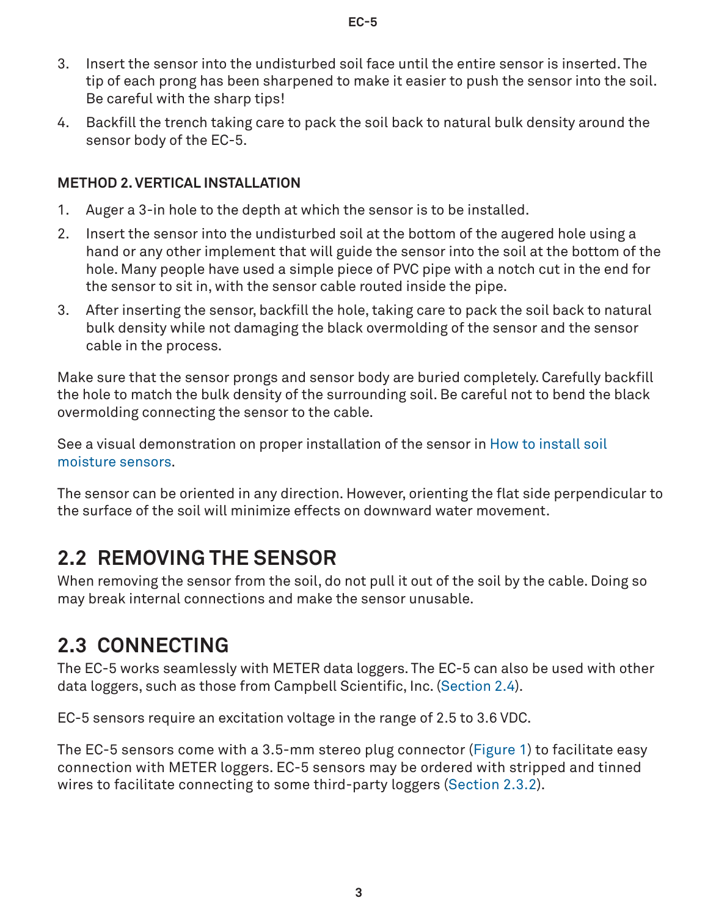3. Insert the sensor into the undisturbed soil face until the entire sensor is inserted. The tip of each prong has been sharpened to make it easier to push the sensor into the soil. Be careful with the sharp tips!
4. Backfill the trench taking care to pack the soil back to natural bulk density around the sensor body of the EC-5.

**METHOD 2. VERTICAL INSTALLATION**

1. Auger a 3-in hole to the depth at which the sensor is to be installed.
2. Insert the sensor into the undisturbed soil at the bottom of the augered hole using a hand or any other implement that will guide the sensor into the soil at the bottom of the hole. Many people have used a simple piece of PVC pipe with a notch cut in the end for the sensor to sit in, with the sensor cable routed inside the pipe.
3. After inserting the sensor, backfill the hole, taking care to pack the soil back to natural bulk density while not damaging the black overmolding of the sensor and the sensor cable in the process.

Make sure that the sensor prongs and sensor body are buried completely. Carefully backfill the hole to match the bulk density of the surrounding soil. Be careful not to bend the black overmolding connecting the sensor to the cable.

See a visual demonstration on proper installation of the sensor in How to install soil moisture sensors.

The sensor can be oriented in any direction. However, orienting the flat side perpendicular to the surface of the soil will minimize effects on downward water movement.

## 2.2 REMOVING THE SENSOR

When removing the sensor from the soil, do not pull it out of the soil by the cable. Doing so may break internal connections and make the sensor unusable.

## 2.3 CONNECTING

The EC-5 works seamlessly with METER data loggers. The EC-5 can also be used with other data loggers, such as those from Campbell Scientific, Inc. (Section 2.4).

EC-5 sensors require an excitation voltage in the range of 2.5 to 3.6 VDC.

The EC-5 sensors come with a 3.5-mm stereo plug connector (Figure 1) to facilitate easy connection with METER loggers. EC-5 sensors may be ordered with stripped and tinned wires to facilitate connecting to some third-party loggers (Section 2.3.2).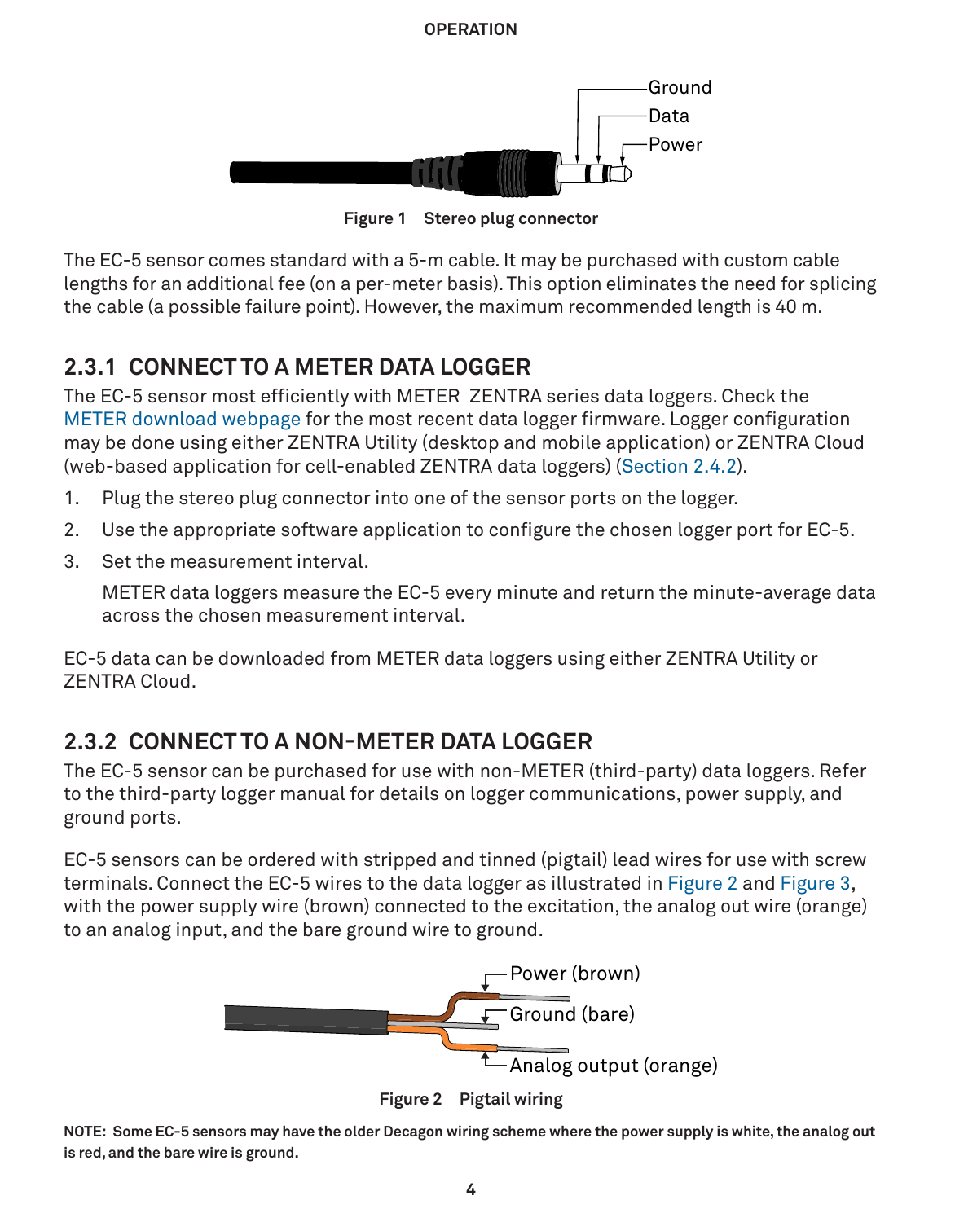Figure 1 Stereo plug connector

The EC-5 sensor comes standard with a 5-m cable. It may be purchased with custom cable lengths for an additional fee (on a per-meter basis). This option eliminates the need for splicing the cable (a possible failure point). However, the maximum recommended length is 40 m.

### 2.3.1 CONNECT TO A METER DATA LOGGER

The EC-5 sensor most efficiently with METER ZENTRA series data loggers. Check the METER download webpage for the most recent data logger firmware. Logger configuration may be done using either ZENTRA Utility (desktop and mobile application) or ZENTRA Cloud (web-based application for cell-enabled ZENTRA data loggers) (Section 2.4.2).

1. Plug the stereo plug connector into one of the sensor ports on the logger.
2. Use the appropriate software application to configure the chosen logger port for EC-5.
3. Set the measurement interval.

   METER data loggers measure the EC-5 every minute and return the minute-average data across the chosen measurement interval.

EC-5 data can be downloaded from METER data loggers using either ZENTRA Utility or ZENTRA Cloud.

### 2.3.2 CONNECT TO A NON-METER DATA LOGGER

The EC-5 sensor can be purchased for use with non-METER (third-party) data loggers. Refer to the third-party logger manual for details on logger communications, power supply, and ground ports.

EC-5 sensors can be ordered with stripped and tinned (pigtail) lead wires for use with screw terminals. Connect the EC-5 wires to the data logger as illustrated in Figure 2 and Figure 3, with the power supply wire (brown) connected to the excitation, the analog out wire (orange) to an analog input, and the bare ground wire to ground.

Figure 2 Pigtail wiring

**NOTE: Some EC-5 sensors may have the older Decagon wiring scheme where the power supply is white, the analog out is red, and the bare wire is ground.**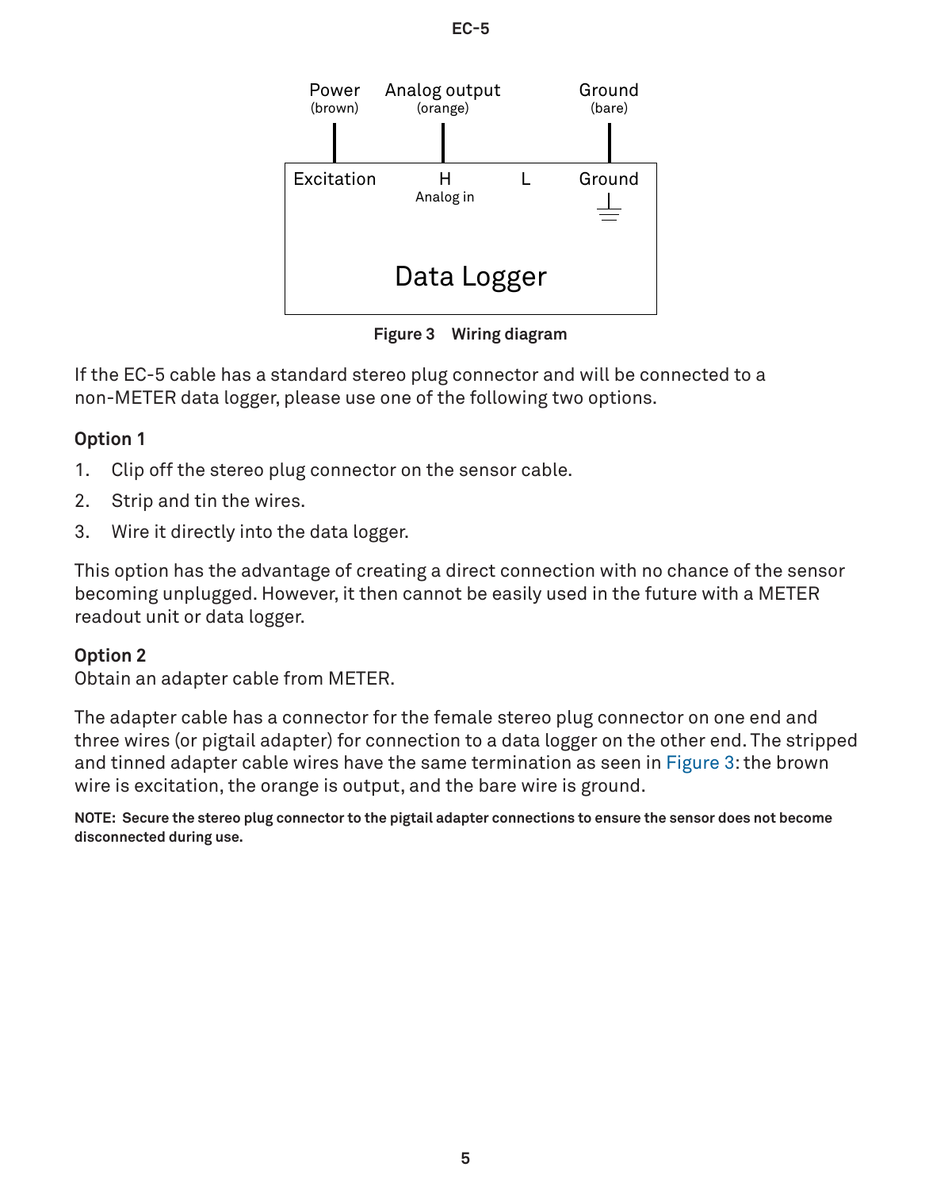Power (brown) | Analog output (orange) | Ground (bare)

Excitation | H Analog in | L | Ground

Data Logger

**Figure 3 Wiring diagram**

If the EC-5 cable has a standard stereo plug connector and will be connected to a non-METER data logger, please use one of the following two options.

### Option 1

1. Clip off the stereo plug connector on the sensor cable.
2. Strip and tin the wires.
3. Wire it directly into the data logger.

This option has the advantage of creating a direct connection with no chance of the sensor becoming unplugged. However, it then cannot be easily used in the future with a METER readout unit or data logger.

### Option 2

Obtain an adapter cable from METER.

The adapter cable has a connector for the female stereo plug connector on one end and three wires (or pigtail adapter) for connection to a data logger on the other end. The stripped and tinned adapter cable wires have the same termination as seen in Figure 3: the brown wire is excitation, the orange is output, and the bare wire is ground.

**NOTE: Secure the stereo plug connector to the pigtail adapter connections to ensure the sensor does not become disconnected during use.**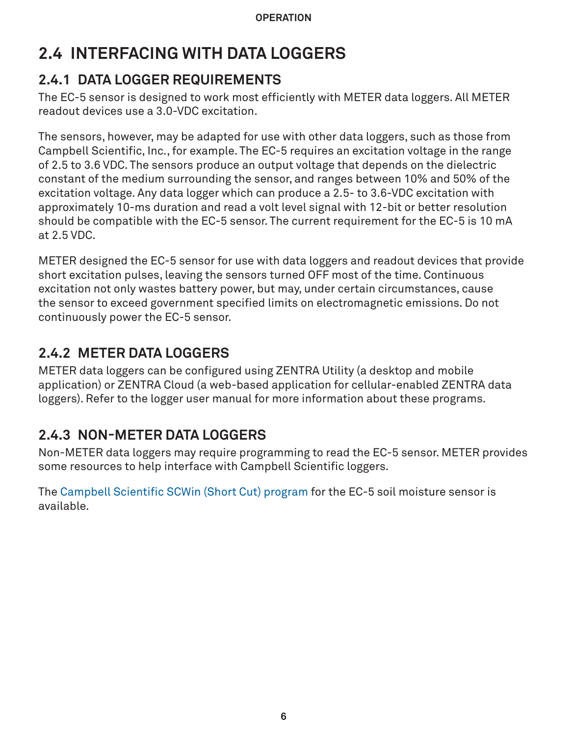## 2.4 INTERFACING WITH DATA LOGGERS

### 2.4.1 DATA LOGGER REQUIREMENTS

The EC-5 sensor is designed to work most efficiently with METER data loggers. All METER readout devices use a 3.0-VDC excitation.

The sensors, however, may be adapted for use with other data loggers, such as those from Campbell Scientific, Inc., for example. The EC-5 requires an excitation voltage in the range of 2.5 to 3.6 VDC. The sensors produce an output voltage that depends on the dielectric constant of the medium surrounding the sensor, and ranges between 10% and 50% of the excitation voltage. Any data logger which can produce a 2.5- to 3.6-VDC excitation with approximately 10-ms duration and read a volt level signal with 12-bit or better resolution should be compatible with the EC-5 sensor. The current requirement for the EC-5 is 10 mA at 2.5 VDC.

METER designed the EC-5 sensor for use with data loggers and readout devices that provide short excitation pulses, leaving the sensors turned OFF most of the time. Continuous excitation not only wastes battery power, but may, under certain circumstances, cause the sensor to exceed government specified limits on electromagnetic emissions. Do not continuously power the EC-5 sensor.

### 2.4.2 METER DATA LOGGERS

METER data loggers can be configured using ZENTRA Utility (a desktop and mobile application) or ZENTRA Cloud (a web-based application for cellular-enabled ZENTRA data loggers). Refer to the logger user manual for more information about these programs.

### 2.4.3 NON-METER DATA LOGGERS

Non-METER data loggers may require programming to read the EC-5 sensor. METER provides some resources to help interface with Campbell Scientific loggers.

The Campbell Scientific SCWin (Short Cut) program for the EC-5 soil moisture sensor is available.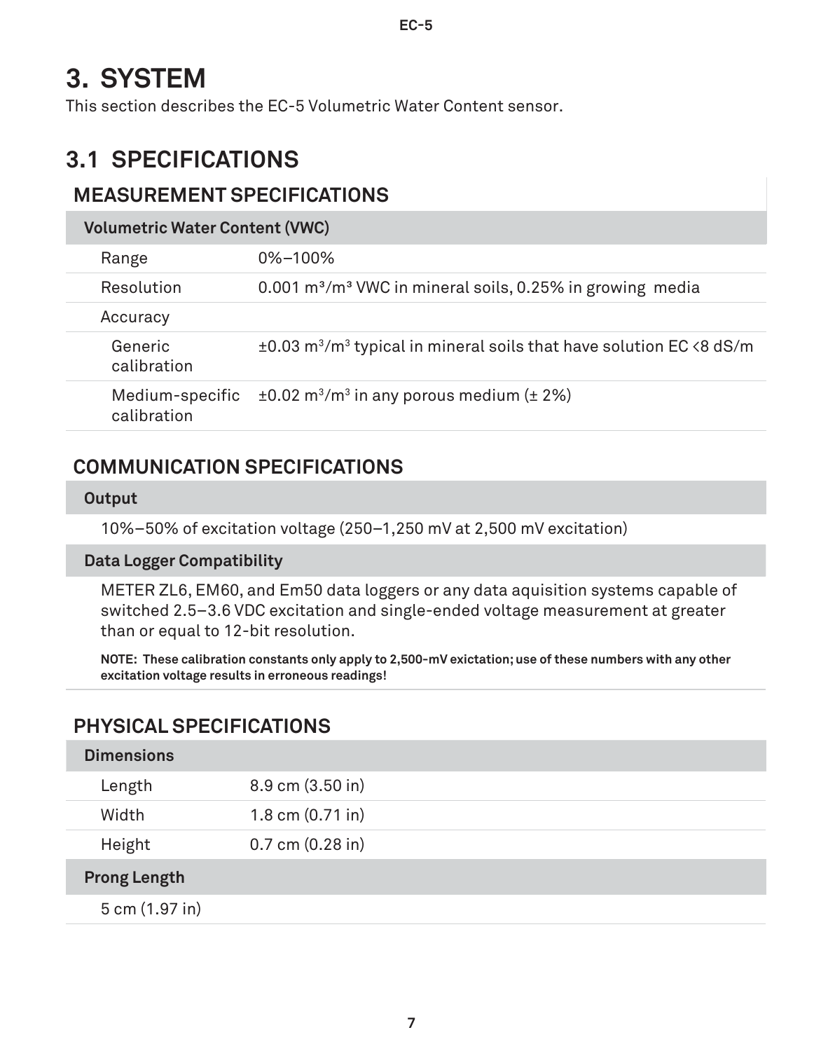# 3. SYSTEM

This section describes the EC-5 Volumetric Water Content sensor.

## 3.1 SPECIFICATIONS

### MEASUREMENT SPECIFICATIONS

| **Volumetric Water Content (VWC)** | |
|---|---|
| Range | 0%–100% |
| Resolution | 0.001 $m^3/m^3$ VWC in mineral soils, 0.25% in growing media |
| Accuracy | |
| Generic calibration | ±0.03 $m^3/m^3$ typical in mineral soils that have solution EC <8 dS/m |
| Medium-specific calibration | ±0.02 $m^3/m^3$ in any porous medium (± 2%) |

### COMMUNICATION SPECIFICATIONS

**Output**

10%–50% of excitation voltage (250–1,250 mV at 2,500 mV excitation)

**Data Logger Compatibility**

METER ZL6, EM60, and Em50 data loggers or any data aquisition systems capable of switched 2.5–3.6 VDC excitation and single-ended voltage measurement at greater than or equal to 12-bit resolution.

**NOTE: These calibration constants only apply to 2,500-mV exictation; use of these numbers with any other excitation voltage results in erroneous readings!**

### PHYSICAL SPECIFICATIONS

| **Dimensions** | |
|---|---|
| Length | 8.9 cm (3.50 in) |
| Width | 1.8 cm (0.71 in) |
| Height | 0.7 cm (0.28 in) |

**Prong Length**

5 cm (1.97 in)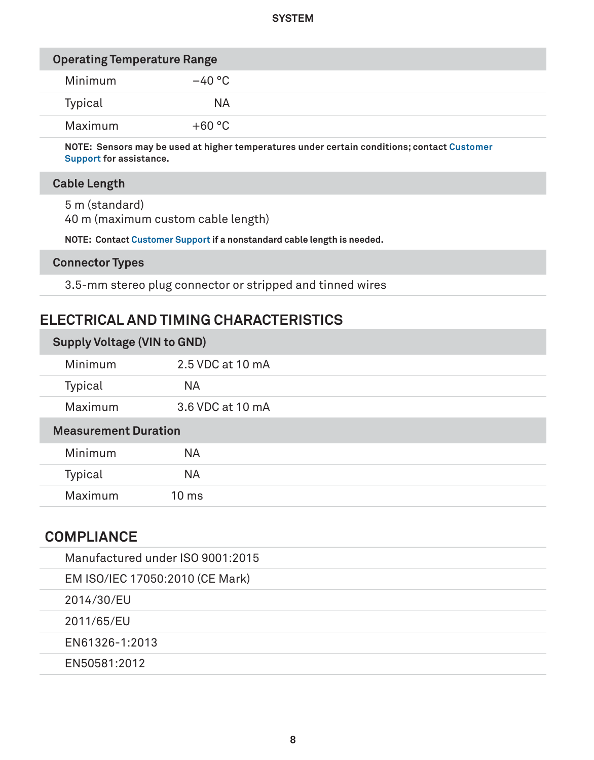| Operating Temperature Range | |
|---|---|
| Minimum | −40 °C |
| Typical | NA |
| Maximum | +60 °C |

**NOTE: Sensors may be used at higher temperatures under certain conditions; contact Customer Support for assistance.**

**Cable Length**

5 m (standard)
40 m (maximum custom cable length)

**NOTE: Contact Customer Support if a nonstandard cable length is needed.**

**Connector Types**

3.5-mm stereo plug connector or stripped and tinned wires

## ELECTRICAL AND TIMING CHARACTERISTICS

| Supply Voltage (VIN to GND) | |
|---|---|
| Minimum | 2.5 VDC at 10 mA |
| Typical | NA |
| Maximum | 3.6 VDC at 10 mA |

| Measurement Duration | |
|---|---|
| Minimum | NA |
| Typical | NA |
| Maximum | 10 ms |

## COMPLIANCE

- Manufactured under ISO 9001:2015
- EM ISO/IEC 17050:2010 (CE Mark)
- 2014/30/EU
- 2011/65/EU
- EN61326-1:2013
- EN50581:2012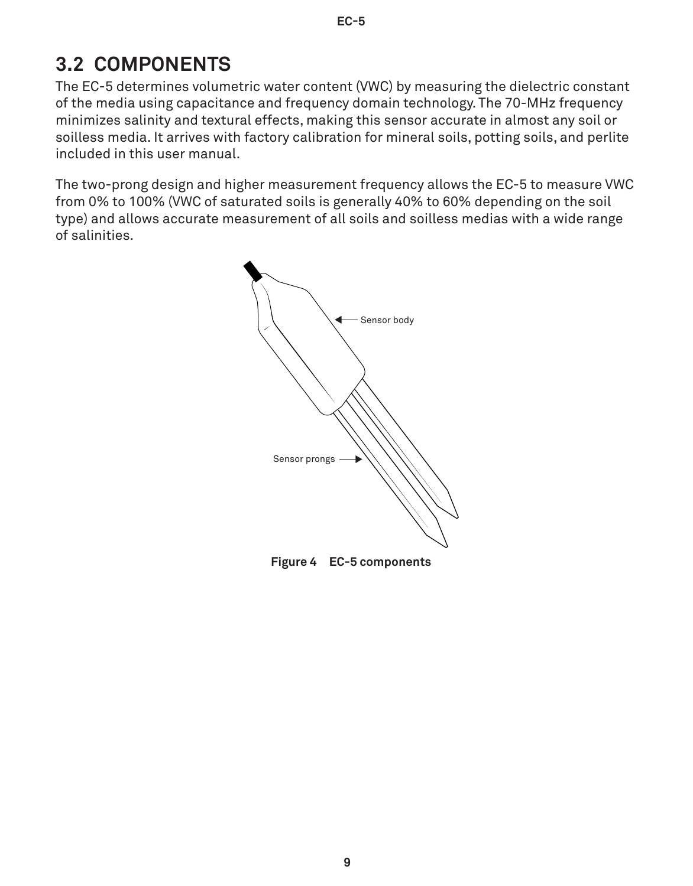## 3.2 COMPONENTS

The EC-5 determines volumetric water content (VWC) by measuring the dielectric constant of the media using capacitance and frequency domain technology. The 70-MHz frequency minimizes salinity and textural effects, making this sensor accurate in almost any soil or soilless media. It arrives with factory calibration for mineral soils, potting soils, and perlite included in this user manual.

The two-prong design and higher measurement frequency allows the EC-5 to measure VWC from 0% to 100% (VWC of saturated soils is generally 40% to 60% depending on the soil type) and allows accurate measurement of all soils and soilless medias with a wide range of salinities.

Sensor body

Sensor prongs

**Figure 4 EC-5 components**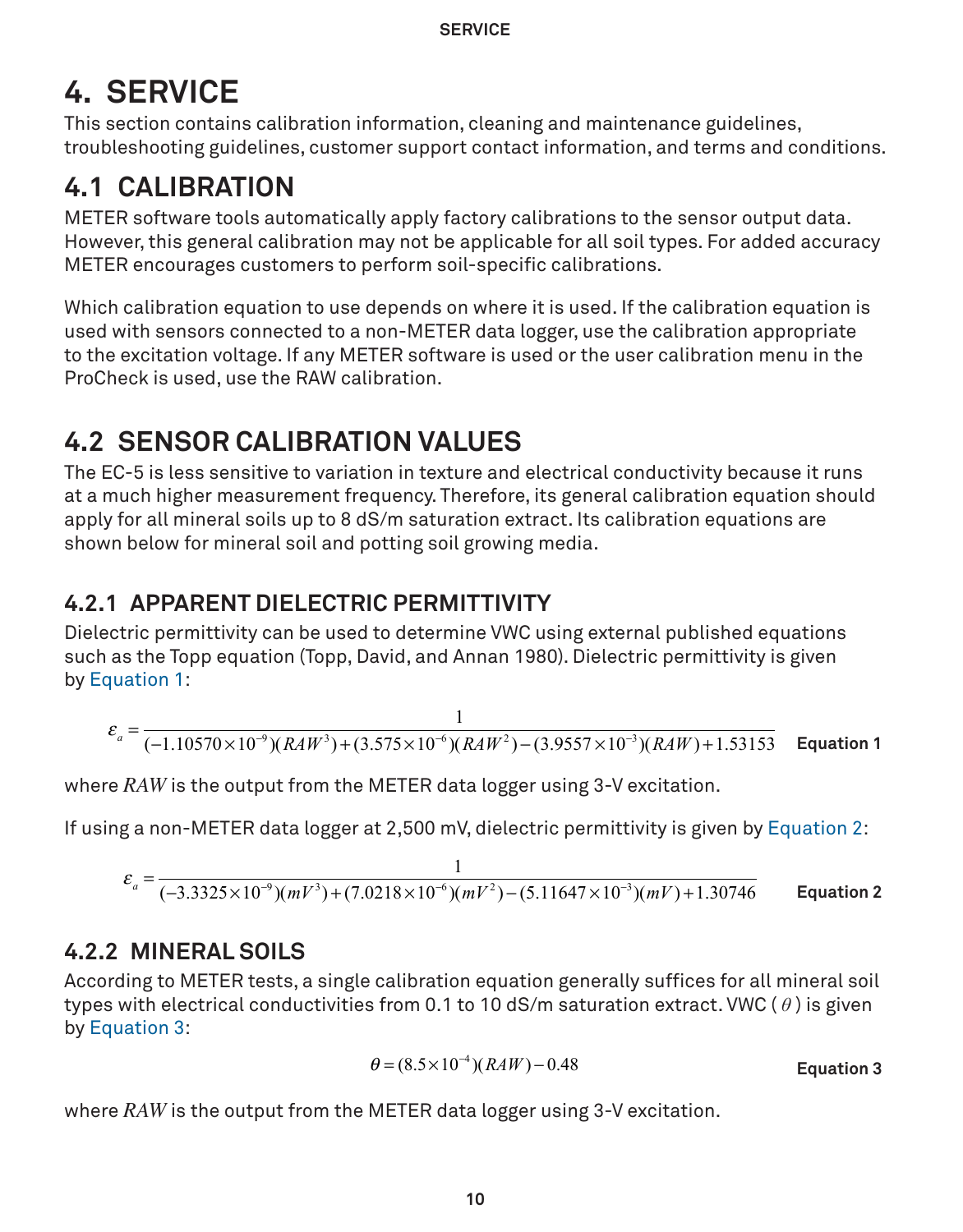# 4. SERVICE

This section contains calibration information, cleaning and maintenance guidelines, troubleshooting guidelines, customer support contact information, and terms and conditions.

## 4.1 CALIBRATION

METER software tools automatically apply factory calibrations to the sensor output data. However, this general calibration may not be applicable for all soil types. For added accuracy METER encourages customers to perform soil-specific calibrations.

Which calibration equation to use depends on where it is used. If the calibration equation is used with sensors connected to a non-METER data logger, use the calibration appropriate to the excitation voltage. If any METER software is used or the user calibration menu in the ProCheck is used, use the RAW calibration.

## 4.2 SENSOR CALIBRATION VALUES

The EC-5 is less sensitive to variation in texture and electrical conductivity because it runs at a much higher measurement frequency. Therefore, its general calibration equation should apply for all mineral soils up to 8 dS/m saturation extract. Its calibration equations are shown below for mineral soil and potting soil growing media.

### 4.2.1 APPARENT DIELECTRIC PERMITTIVITY

Dielectric permittivity can be used to determine VWC using external published equations such as the Topp equation (Topp, David, and Annan 1980). Dielectric permittivity is given by Equation 1:

$$\varepsilon_a = \frac{1}{(-1.10570\times10^{-9})(RAW^3)+(3.575\times10^{-6})(RAW^2)-(3.9557\times10^{-3})(RAW)+1.53153} \quad \textbf{Equation 1}$$

where $RAW$ is the output from the METER data logger using 3-V excitation.

If using a non-METER data logger at 2,500 mV, dielectric permittivity is given by Equation 2:

$$\varepsilon_a = \frac{1}{(-3.3325\times10^{-9})(mV^3)+(7.0218\times10^{-6})(mV^2)-(5.11647\times10^{-3})(mV)+1.30746} \quad \textbf{Equation 2}$$

### 4.2.2 MINERAL SOILS

According to METER tests, a single calibration equation generally suffices for all mineral soil types with electrical conductivities from 0.1 to 10 dS/m saturation extract. VWC ( $\theta$ ) is given by Equation 3:

$$\theta = (8.5\times10^{-4})(RAW) - 0.48 \quad \textbf{Equation 3}$$

where $RAW$ is the output from the METER data logger using 3-V excitation.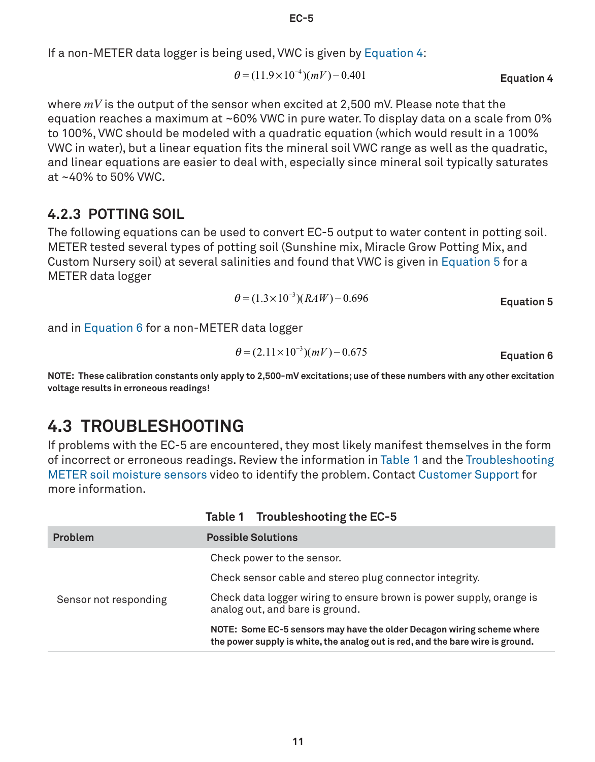If a non-METER data logger is being used, VWC is given by Equation 4:

$$\theta = (11.9 \times 10^{-4})(mV) - 0.401 \quad \textbf{Equation 4}$$

where $mV$ is the output of the sensor when excited at 2,500 mV. Please note that the equation reaches a maximum at ~60% VWC in pure water. To display data on a scale from 0% to 100%, VWC should be modeled with a quadratic equation (which would result in a 100% VWC in water), but a linear equation fits the mineral soil VWC range as well as the quadratic, and linear equations are easier to deal with, especially since mineral soil typically saturates at ~40% to 50% VWC.

### 4.2.3 POTTING SOIL

The following equations can be used to convert EC-5 output to water content in potting soil. METER tested several types of potting soil (Sunshine mix, Miracle Grow Potting Mix, and Custom Nursery soil) at several salinities and found that VWC is given in Equation 5 for a METER data logger

$$\theta = (1.3 \times 10^{-3})(RAW) - 0.696 \quad \textbf{Equation 5}$$

and in Equation 6 for a non-METER data logger

$$\theta = (2.11 \times 10^{-3})(mV) - 0.675 \quad \textbf{Equation 6}$$

**NOTE: These calibration constants only apply to 2,500-mV excitations; use of these numbers with any other excitation voltage results in erroneous readings!**

## 4.3 TROUBLESHOOTING

If problems with the EC-5 are encountered, they most likely manifest themselves in the form of incorrect or erroneous readings. Review the information in Table 1 and the Troubleshooting METER soil moisture sensors video to identify the problem. Contact Customer Support for more information.

**Table 1 Troubleshooting the EC-5**

| Problem | Possible Solutions |
| --- | --- |
| Sensor not responding | Check power to the sensor.<br>Check sensor cable and stereo plug connector integrity.<br>Check data logger wiring to ensure brown is power supply, orange is analog out, and bare is ground.<br>**NOTE: Some EC-5 sensors may have the older Decagon wiring scheme where the power supply is white, the analog out is red, and the bare wire is ground.** |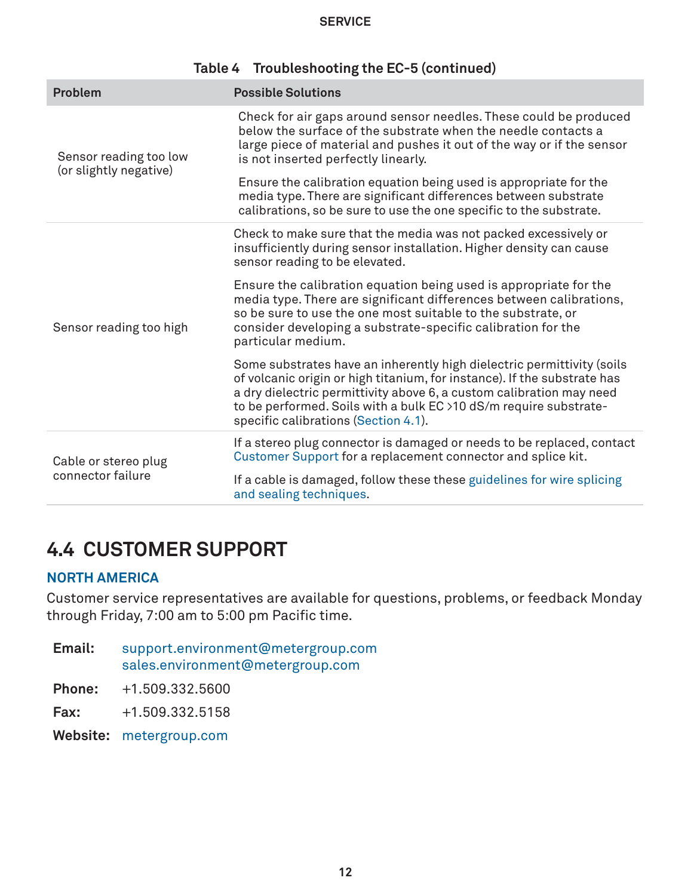Table 4 Troubleshooting the EC-5 (continued)

| Problem | Possible Solutions |
|---|---|
| Sensor reading too low (or slightly negative) | Check for air gaps around sensor needles. These could be produced below the surface of the substrate when the needle contacts a large piece of material and pushes it out of the way or if the sensor is not inserted perfectly linearly. |
| | Ensure the calibration equation being used is appropriate for the media type. There are significant differences between substrate calibrations, so be sure to use the one specific to the substrate. |
| Sensor reading too high | Check to make sure that the media was not packed excessively or insufficiently during sensor installation. Higher density can cause sensor reading to be elevated. |
| | Ensure the calibration equation being used is appropriate for the media type. There are significant differences between calibrations, so be sure to use the one most suitable to the substrate, or consider developing a substrate-specific calibration for the particular medium. |
| | Some substrates have an inherently high dielectric permittivity (soils of volcanic origin or high titanium, for instance). If the substrate has a dry dielectric permittivity above 6, a custom calibration may need to be performed. Soils with a bulk EC >10 dS/m require substrate-specific calibrations (Section 4.1). |
| Cable or stereo plug connector failure | If a stereo plug connector is damaged or needs to be replaced, contact Customer Support for a replacement connector and splice kit. |
| | If a cable is damaged, follow these these guidelines for wire splicing and sealing techniques. |

## 4.4 CUSTOMER SUPPORT

### NORTH AMERICA

Customer service representatives are available for questions, problems, or feedback Monday through Friday, 7:00 am to 5:00 pm Pacific time.

**Email:** support.environment@metergroup.com
sales.environment@metergroup.com

**Phone:** +1.509.332.5600

**Fax:** +1.509.332.5158

**Website:** metergroup.com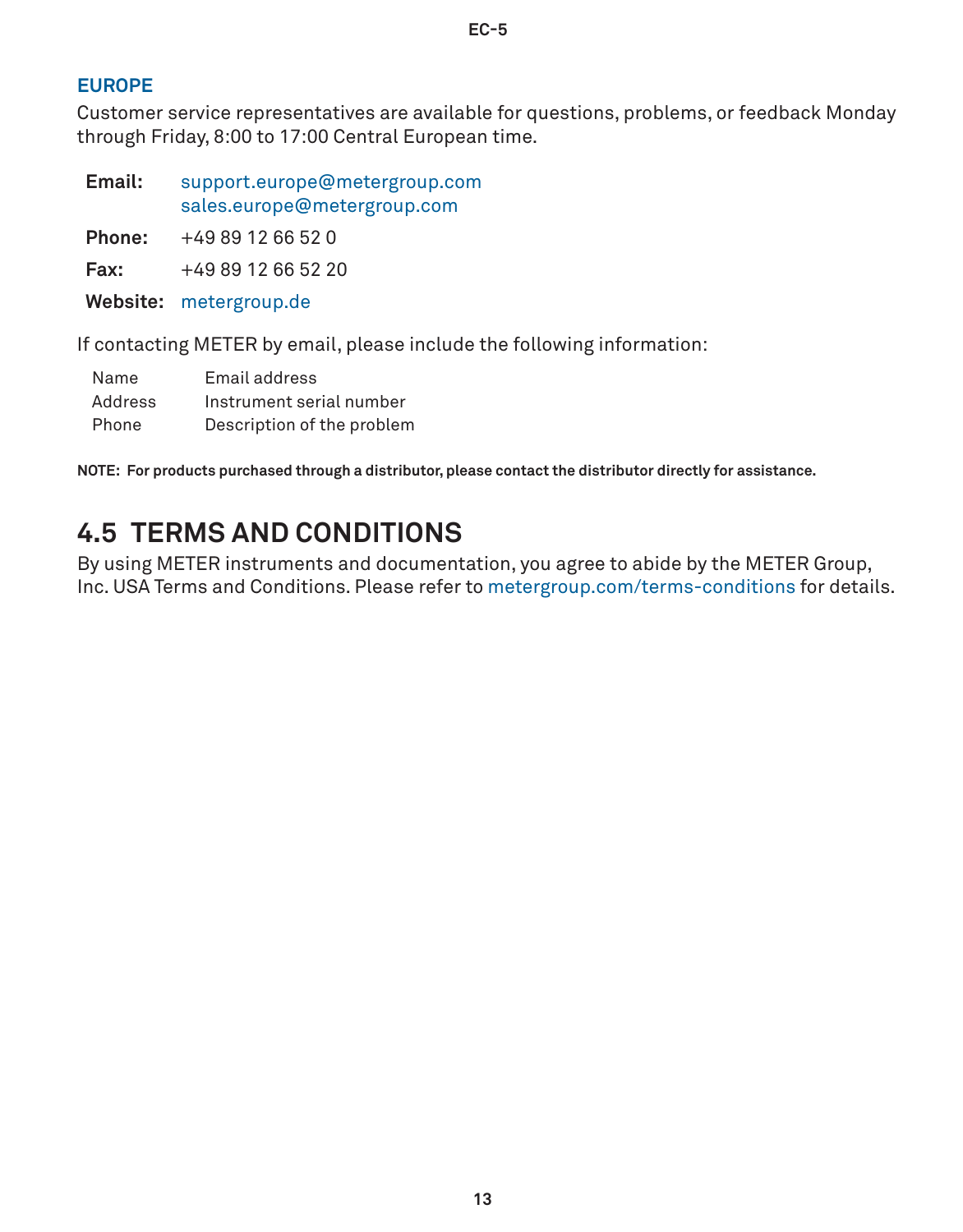### EUROPE

Customer service representatives are available for questions, problems, or feedback Monday through Friday, 8:00 to 17:00 Central European time.

| | |
|---|---|
| **Email:** | support.europe@metergroup.com<br>sales.europe@metergroup.com |
| **Phone:** | +49 89 12 66 52 0 |
| **Fax:** | +49 89 12 66 52 20 |
| **Website:** | metergroup.de |

If contacting METER by email, please include the following information:

| | |
|---|---|
| Name | Email address |
| Address | Instrument serial number |
| Phone | Description of the problem |

**NOTE: For products purchased through a distributor, please contact the distributor directly for assistance.**

## 4.5 TERMS AND CONDITIONS

By using METER instruments and documentation, you agree to abide by the METER Group, Inc. USA Terms and Conditions. Please refer to metergroup.com/terms-conditions for details.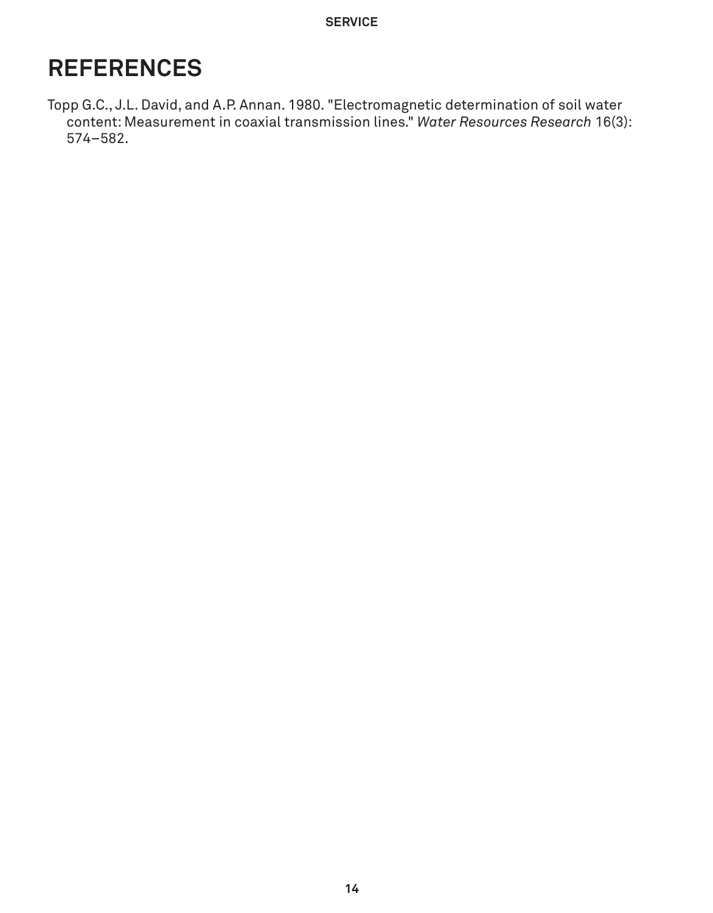# REFERENCES

Topp G.C., J.L. David, and A.P. Annan. 1980. "Electromagnetic determination of soil water content: Measurement in coaxial transmission lines." *Water Resources Research* 16(3): 574–582.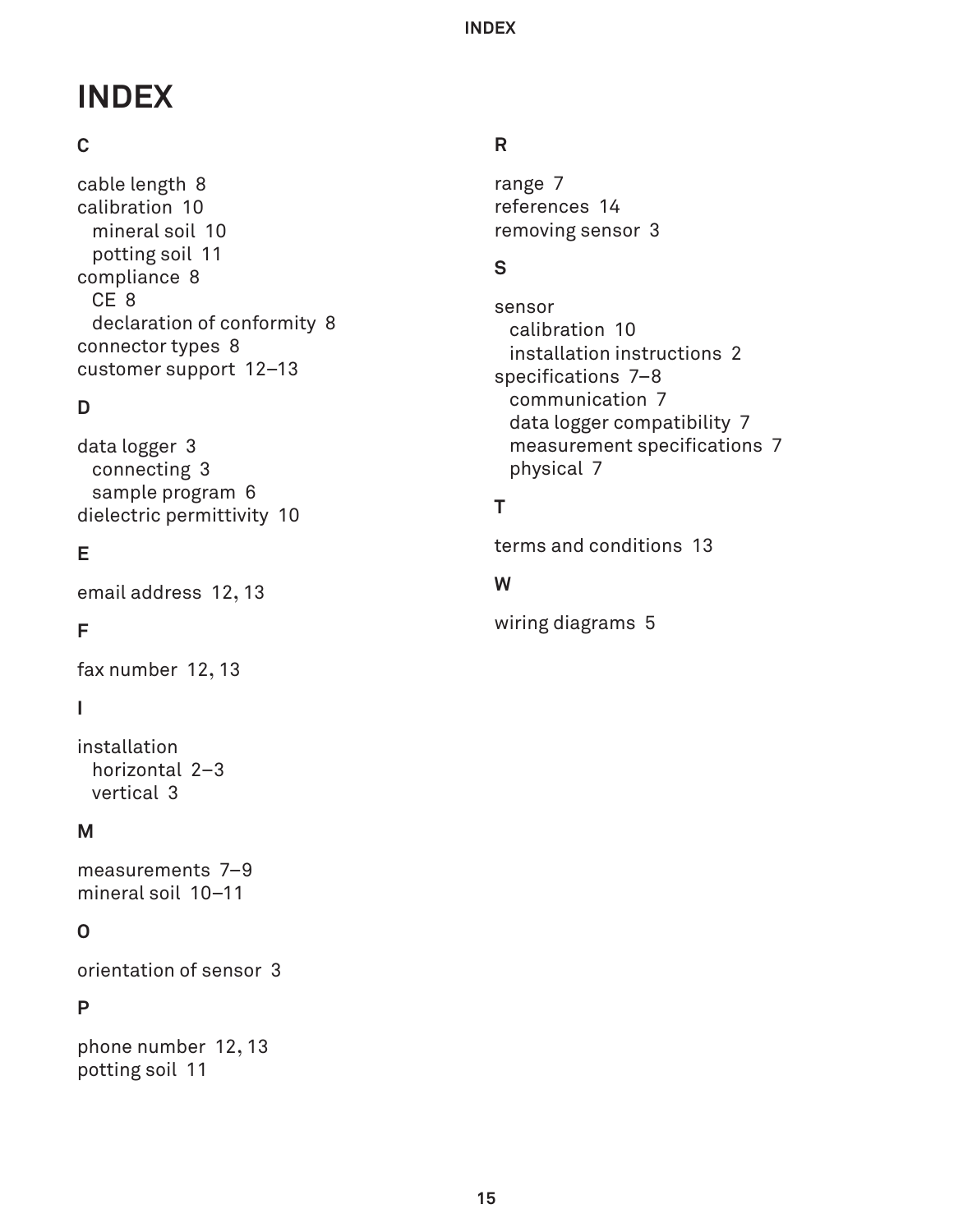# INDEX

### C

cable length 8
calibration 10
  mineral soil 10
  potting soil 11
compliance 8
  CE 8
  declaration of conformity 8
connector types 8
customer support 12–13

### D

data logger 3
  connecting 3
  sample program 6
dielectric permittivity 10

### E

email address 12, 13

### F

fax number 12, 13

### I

installation
  horizontal 2–3
  vertical 3

### M

measurements 7–9
mineral soil 10–11

### O

orientation of sensor 3

### P

phone number 12, 13
potting soil 11

### R

range 7
references 14
removing sensor 3

### S

sensor
  calibration 10
  installation instructions 2
specifications 7–8
  communication 7
  data logger compatibility 7
  measurement specifications 7
  physical 7

### T

terms and conditions 13

### W

wiring diagrams 5